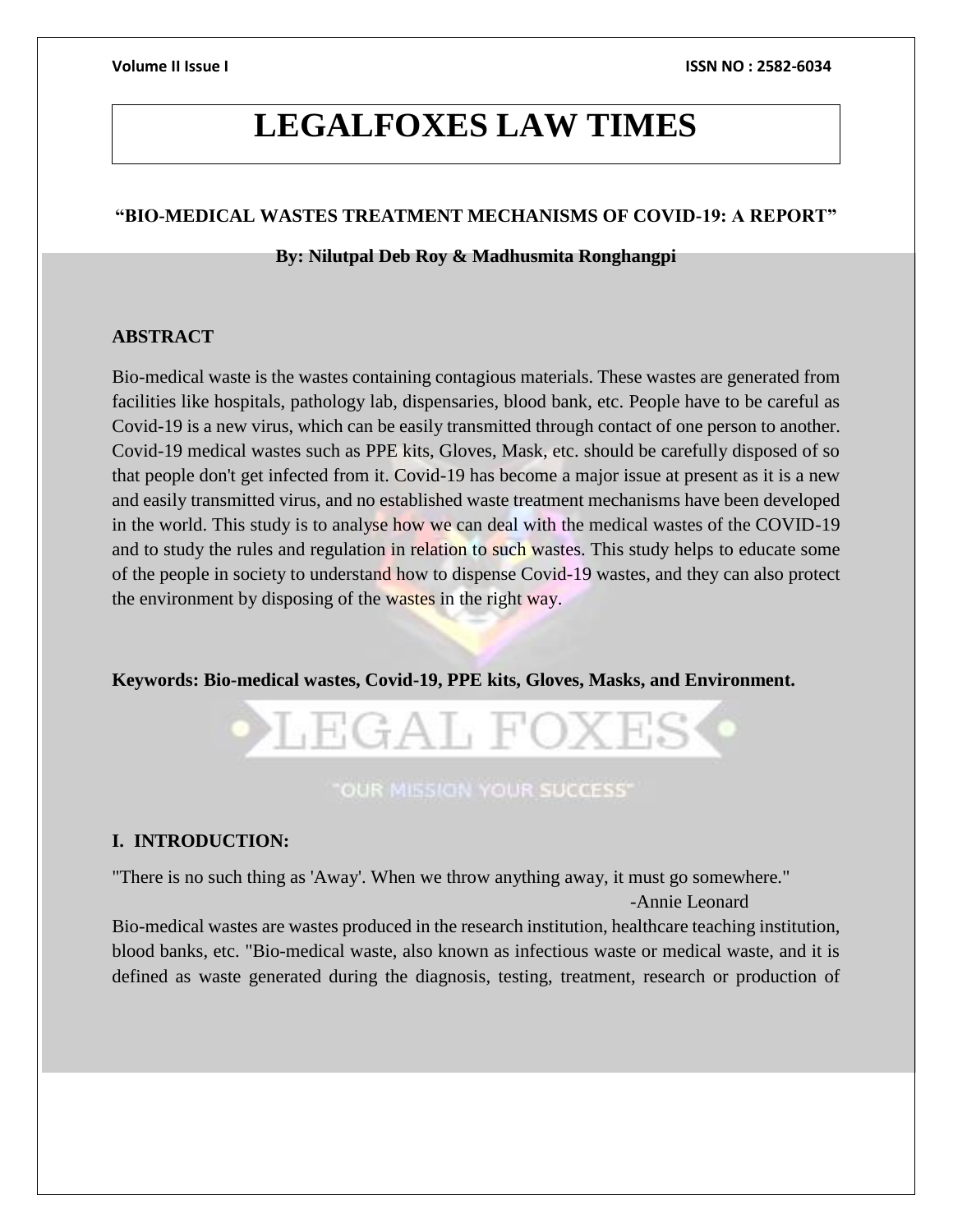# LEGALFOXES LAW TIMES

## "BIO-MEDICAL WASTES TREATMENT MECHANISMS OF COVID-19: A REPORT"

**By: Nilutpal Deb Roy & Madhusmita Ronghangpi**

### ABSTRACT

Bio-medical waste is the wastes containing contagious materials. These wastes are generated from facilities like hospitals, pathology lab, dispensaries, blood bank, etc. People have to be careful as Covid-19 is a new virus, which can be easily transmitted through contact of one person to another. Covid-19 medical wastes such as PPE kits, Gloves, Mask, etc. should be carefully disposed of so that people don't get infected from it. Covid-19 has become a major issue at present as it is a new and easily transmitted virus, and no established waste treatment mechanisms have been developed in the world. This study is to analyse how we can deal with the medical wastes of the COVID-19 and to study the rules and regulation in relation to such wastes. This study helps to educate some of the people in society to understand how to dispense Covid-19 wastes, and they can also protect the environment by disposing of the wastes in the right way.

**Keywords: Bio-medical wastes, Covid-19, PPE kits, Gloves, Masks, and Environment.**

### I. INTRODUCTION:

"There is no such thing as 'Away'. When we throw anything away, it must go somewhere."

-Annie Leonard

Bio-medical wastes are wastes produced in the research institution, healthcare teaching institution, blood banks, etc. "Bio-medical waste, also known as infectious waste or medical waste, and it is defined as waste generated during the diagnosis, testing, treatment, research or production of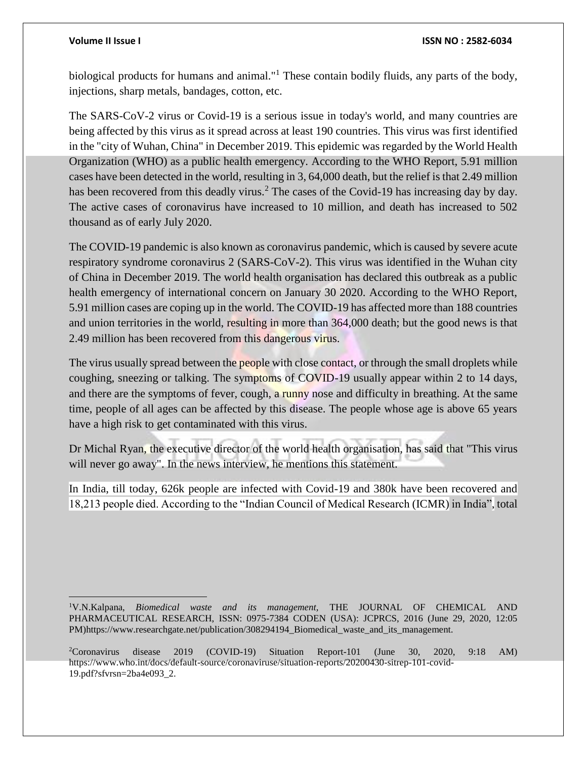biological products for humans and animal."[1] These contain bodily fluids, any parts of the body, injections, sharp metals, bandages, cotton, etc.

The SARS-CoV-2 virus or Covid-19 is a serious issue in today's world, and many countries are being affected by this virus as it spread across at least 190 countries. This virus was first identified in the "city of Wuhan, China" in December 2019. This epidemic was regarded by the World Health Organization (WHO) as a public health emergency. According to the WHO Report, 5.91 million cases have been detected in the world, resulting in 3, 64,000 death, but the relief is that 2.49 million has been recovered from this deadly virus.[2] The cases of the Covid-19 has increasing day by day. The active cases of coronavirus have increased to 10 million, and death has increased to 502 thousand as of early July 2020.

The COVID-19 pandemic is also known as coronavirus pandemic, which is caused by severe acute respiratory syndrome coronavirus 2 (SARS-CoV-2). This virus was identified in the Wuhan city of China in December 2019. The world health organisation has declared this outbreak as a public health emergency of international concern on January 30 2020. According to the WHO Report, 5.91 million cases are coping up in the world. The COVID-19 has affected more than 188 countries and union territories in the world, resulting in more than 364,000 death; but the good news is that 2.49 million has been recovered from this dangerous virus.

The virus usually spread between the people with close contact, or through the small droplets while coughing, sneezing or talking. The symptoms of COVID-19 usually appear within 2 to 14 days, and there are the symptoms of fever, cough, a runny nose and difficulty in breathing. At the same time, people of all ages can be affected by this disease. The people whose age is above 65 years have a high risk to get contaminated with this virus.

Dr Michal Ryan, the executive director of the world health organisation, has said that "This virus will never go away". In the news interview, he mentions this statement.

In India, till today, 626k people are infected with Covid-19 and 380k have been recovered and 18,213 people died. According to the "Indian Council of Medical Research (ICMR) in India", total

---

[1] V.N.Kalpana, *Biomedical waste and its management*, THE JOURNAL OF CHEMICAL AND PHARMACEUTICAL RESEARCH, ISSN: 0975-7384 CODEN (USA): JCPRCS, 2016 (June 29, 2020, 12:05 PM)https://www.researchgate.net/publication/308294194_Biomedical_waste_and_its_management.

[2] Coronavirus disease 2019 (COVID-19) Situation Report-101 (June 30, 2020, 9:18 AM) https://www.who.int/docs/default-source/coronaviruse/situation-reports/20200430-sitrep-101-covid-19.pdf?sfvrsn=2ba4e093_2.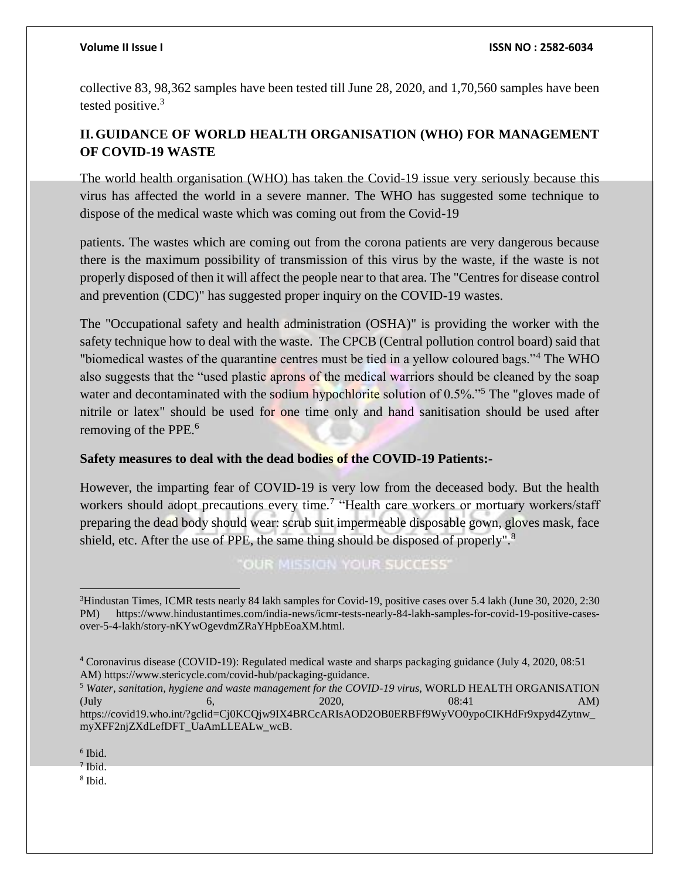collective 83, 98,362 samples have been tested till June 28, 2020, and 1,70,560 samples have been tested positive.[3]

## II. GUIDANCE OF WORLD HEALTH ORGANISATION (WHO) FOR MANAGEMENT OF COVID-19 WASTE

The world health organisation (WHO) has taken the Covid-19 issue very seriously because this virus has affected the world in a severe manner. The WHO has suggested some technique to dispose of the medical waste which was coming out from the Covid-19

patients. The wastes which are coming out from the corona patients are very dangerous because there is the maximum possibility of transmission of this virus by the waste, if the waste is not properly disposed of then it will affect the people near to that area. The "Centres for disease control and prevention (CDC)" has suggested proper inquiry on the COVID-19 wastes.

The "Occupational safety and health administration (OSHA)" is providing the worker with the safety technique how to deal with the waste. The CPCB (Central pollution control board) said that "biomedical wastes of the quarantine centres must be tied in a yellow coloured bags."[4] The WHO also suggests that the "used plastic aprons of the medical warriors should be cleaned by the soap water and decontaminated with the sodium hypochlorite solution of 0.5%."[5] The "gloves made of nitrile or latex" should be used for one time only and hand sanitisation should be used after removing of the PPE.[6]

**Safety measures to deal with the dead bodies of the COVID-19 Patients:-**

However, the imparting fear of COVID-19 is very low from the deceased body. But the health workers should adopt precautions every time.[7] "Health care workers or mortuary workers/staff preparing the dead body should wear: scrub suit impermeable disposable gown, gloves mask, face shield, etc. After the use of PPE, the same thing should be disposed of properly".[8]

---

[3] Hindustan Times, ICMR tests nearly 84 lakh samples for Covid-19, positive cases over 5.4 lakh (June 30, 2020, 2:30 PM) https://www.hindustantimes.com/india-news/icmr-tests-nearly-84-lakh-samples-for-covid-19-positive-cases-over-5-4-lakh/story-nKYwOgevdmZRaYHpbEoaXM.html.

[4] Coronavirus disease (COVID-19): Regulated medical waste and sharps packaging guidance (July 4, 2020, 08:51 AM) https://www.stericycle.com/covid-hub/packaging-guidance.

[5] *Water, sanitation, hygiene and waste management for the COVID-19 virus,* WORLD HEALTH ORGANISATION (July 6, 2020, 08:41 AM) https://covid19.who.int/?gclid=Cj0KCQjw9IX4BRCcARIsAOD2OB0ERBFf9WyVO0ypoCIKHdFr9xpyd4Zytnw_myXFF2njZXdLefDFT_UaAmLLEALw_wcB.

[6] Ibid.

[7] Ibid.

[8] Ibid.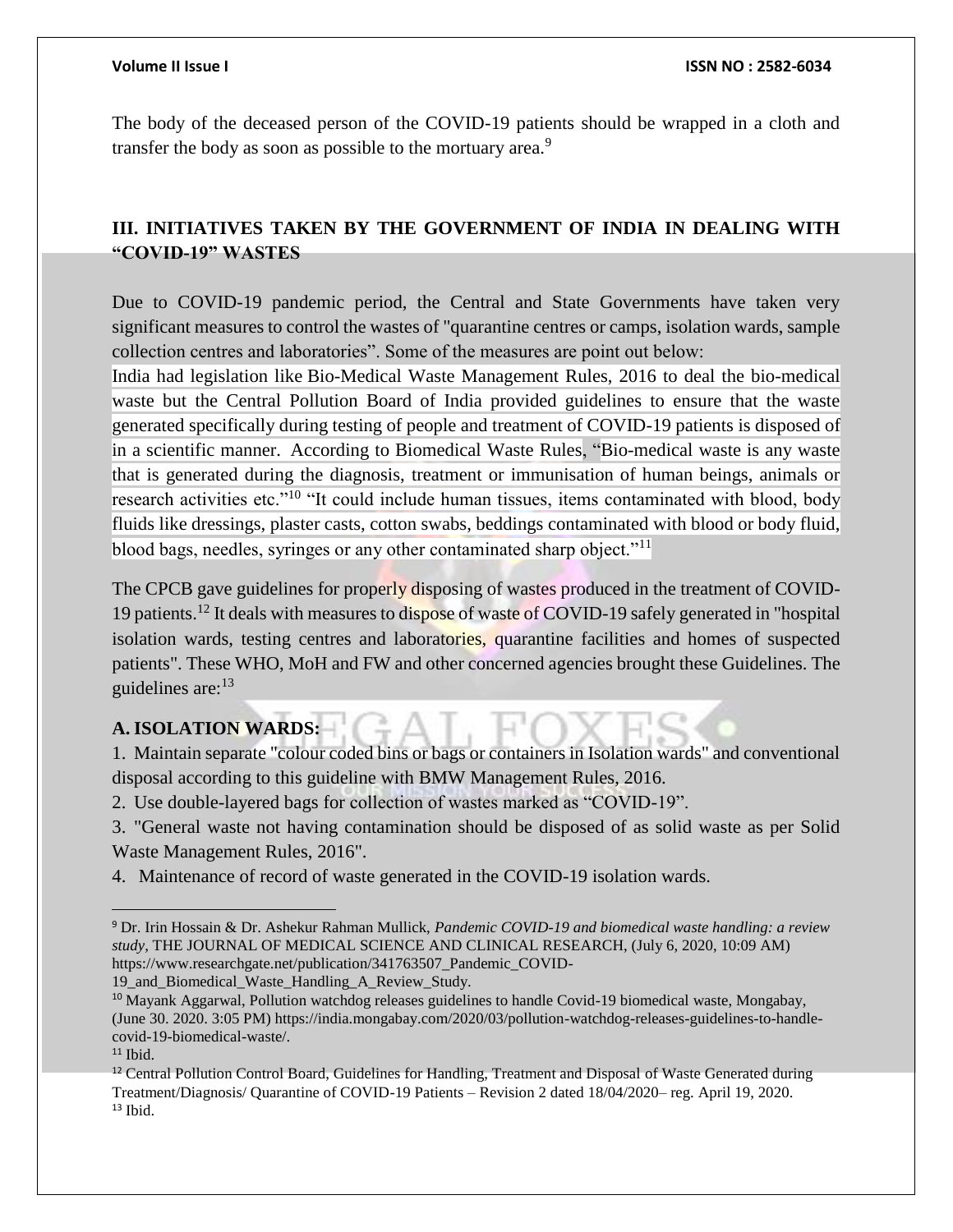The body of the deceased person of the COVID-19 patients should be wrapped in a cloth and transfer the body as soon as possible to the mortuary area.[9]

## III. INITIATIVES TAKEN BY THE GOVERNMENT OF INDIA IN DEALING WITH "COVID-19" WASTES

Due to COVID-19 pandemic period, the Central and State Governments have taken very significant measures to control the wastes of "quarantine centres or camps, isolation wards, sample collection centres and laboratories". Some of the measures are point out below:

India had legislation like Bio-Medical Waste Management Rules, 2016 to deal the bio-medical waste but the Central Pollution Board of India provided guidelines to ensure that the waste generated specifically during testing of people and treatment of COVID-19 patients is disposed of in a scientific manner. According to Biomedical Waste Rules, "Bio-medical waste is any waste that is generated during the diagnosis, treatment or immunisation of human beings, animals or research activities etc."[10] "It could include human tissues, items contaminated with blood, body fluids like dressings, plaster casts, cotton swabs, beddings contaminated with blood or body fluid, blood bags, needles, syringes or any other contaminated sharp object."[11]

The CPCB gave guidelines for properly disposing of wastes produced in the treatment of COVID-19 patients.[12] It deals with measures to dispose of waste of COVID-19 safely generated in "hospital isolation wards, testing centres and laboratories, quarantine facilities and homes of suspected patients". These WHO, MoH and FW and other concerned agencies brought these Guidelines. The guidelines are:[13]

### A. ISOLATION WARDS:

1. Maintain separate "colour coded bins or bags or containers in Isolation wards" and conventional disposal according to this guideline with BMW Management Rules, 2016.
2. Use double-layered bags for collection of wastes marked as "COVID-19".
3. "General waste not having contamination should be disposed of as solid waste as per Solid Waste Management Rules, 2016".
4. Maintenance of record of waste generated in the COVID-19 isolation wards.

---

[9] Dr. Irin Hossain & Dr. Ashekur Rahman Mullick, *Pandemic COVID-19 and biomedical waste handling: a review study*, THE JOURNAL OF MEDICAL SCIENCE AND CLINICAL RESEARCH, (July 6, 2020, 10:09 AM) https://www.researchgate.net/publication/341763507_Pandemic_COVID-19_and_Biomedical_Waste_Handling_A_Review_Study.

[10] Mayank Aggarwal, Pollution watchdog releases guidelines to handle Covid-19 biomedical waste, Mongabay, (June 30. 2020. 3:05 PM) https://india.mongabay.com/2020/03/pollution-watchdog-releases-guidelines-to-handle-covid-19-biomedical-waste/.

[11] Ibid.

[12] Central Pollution Control Board, Guidelines for Handling, Treatment and Disposal of Waste Generated during Treatment/Diagnosis/ Quarantine of COVID-19 Patients – Revision 2 dated 18/04/2020– reg. April 19, 2020.

[13] Ibid.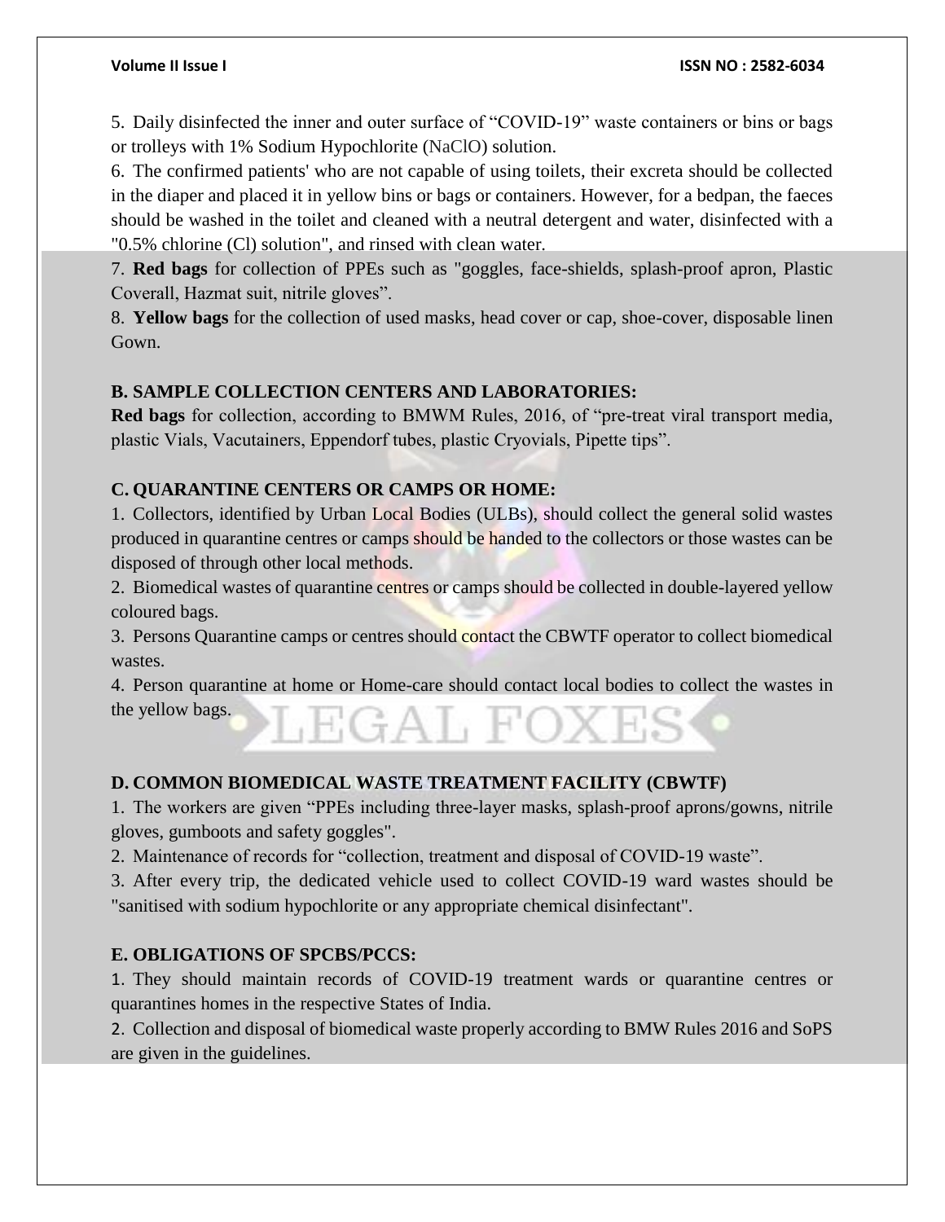5. Daily disinfected the inner and outer surface of "COVID-19" waste containers or bins or bags or trolleys with 1% Sodium Hypochlorite ($NaClO$) solution.

6. The confirmed patients' who are not capable of using toilets, their excreta should be collected in the diaper and placed it in yellow bins or bags or containers. However, for a bedpan, the faeces should be washed in the toilet and cleaned with a neutral detergent and water, disinfected with a "0.5% chlorine (Cl) solution", and rinsed with clean water.

7. **Red bags** for collection of PPEs such as "goggles, face-shields, splash-proof apron, Plastic Coverall, Hazmat suit, nitrile gloves".

8. **Yellow bags** for the collection of used masks, head cover or cap, shoe-cover, disposable linen Gown.

**B. SAMPLE COLLECTION CENTERS AND LABORATORIES:**

**Red bags** for collection, according to BMWM Rules, 2016, of "pre-treat viral transport media, plastic Vials, Vacutainers, Eppendorf tubes, plastic Cryovials, Pipette tips".

**C. QUARANTINE CENTERS OR CAMPS OR HOME:**

1. Collectors, identified by Urban Local Bodies (ULBs), should collect the general solid wastes produced in quarantine centres or camps should be handed to the collectors or those wastes can be disposed of through other local methods.

2. Biomedical wastes of quarantine centres or camps should be collected in double-layered yellow coloured bags.

3. Persons Quarantine camps or centres should contact the CBWTF operator to collect biomedical wastes.

4. Person quarantine at home or Home-care should contact local bodies to collect the wastes in the yellow bags.

**D. COMMON BIOMEDICAL WASTE TREATMENT FACILITY (CBWTF)**

1. The workers are given "PPEs including three-layer masks, splash-proof aprons/gowns, nitrile gloves, gumboots and safety goggles".

2. Maintenance of records for "collection, treatment and disposal of COVID-19 waste".

3. After every trip, the dedicated vehicle used to collect COVID-19 ward wastes should be "sanitised with sodium hypochlorite or any appropriate chemical disinfectant".

**E. OBLIGATIONS OF SPCBS/PCCS:**

1. They should maintain records of COVID-19 treatment wards or quarantine centres or quarantines homes in the respective States of India.

2. Collection and disposal of biomedical waste properly according to BMW Rules 2016 and SoPS are given in the guidelines.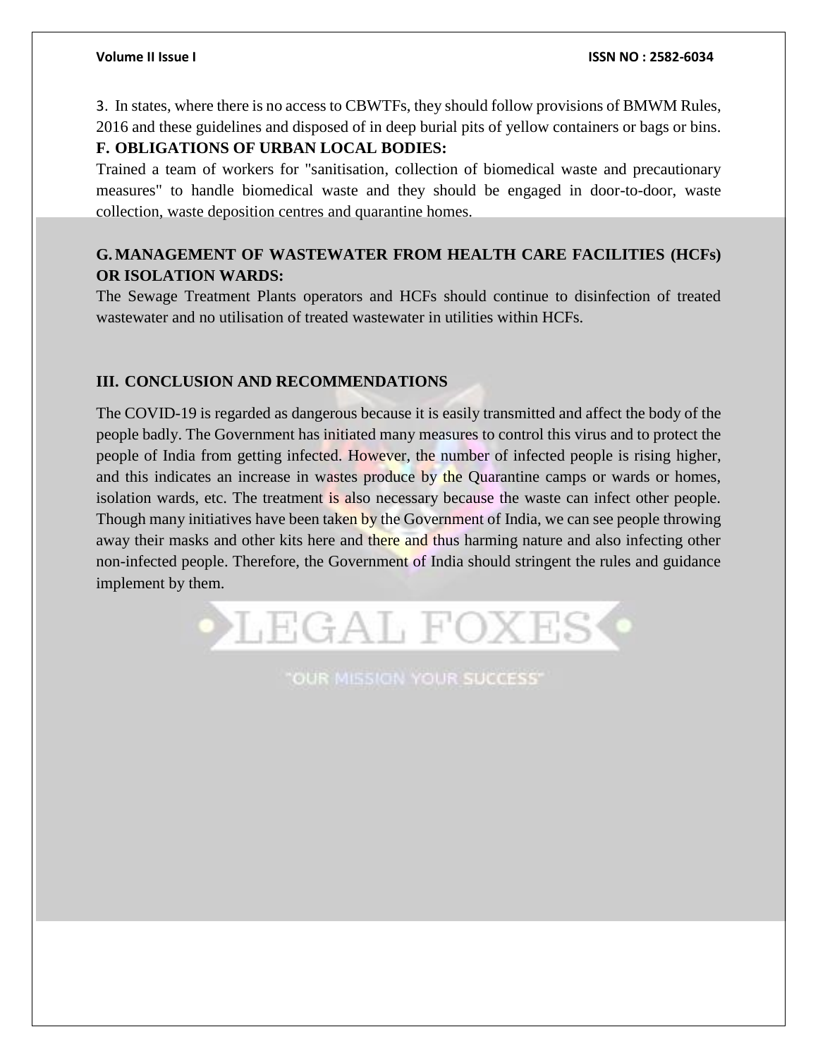3. In states, where there is no access to CBWTFs, they should follow provisions of BMWM Rules, 2016 and these guidelines and disposed of in deep burial pits of yellow containers or bags or bins.

### F. OBLIGATIONS OF URBAN LOCAL BODIES:

Trained a team of workers for "sanitisation, collection of biomedical waste and precautionary measures" to handle biomedical waste and they should be engaged in door-to-door, waste collection, waste deposition centres and quarantine homes.

### G. MANAGEMENT OF WASTEWATER FROM HEALTH CARE FACILITIES (HCFs) OR ISOLATION WARDS:

The Sewage Treatment Plants operators and HCFs should continue to disinfection of treated wastewater and no utilisation of treated wastewater in utilities within HCFs.

## III. CONCLUSION AND RECOMMENDATIONS

The COVID-19 is regarded as dangerous because it is easily transmitted and affect the body of the people badly. The Government has initiated many measures to control this virus and to protect the people of India from getting infected. However, the number of infected people is rising higher, and this indicates an increase in wastes produce by the Quarantine camps or wards or homes, isolation wards, etc. The treatment is also necessary because the waste can infect other people. Though many initiatives have been taken by the Government of India, we can see people throwing away their masks and other kits here and there and thus harming nature and also infecting other non-infected people. Therefore, the Government of India should stringent the rules and guidance implement by them.